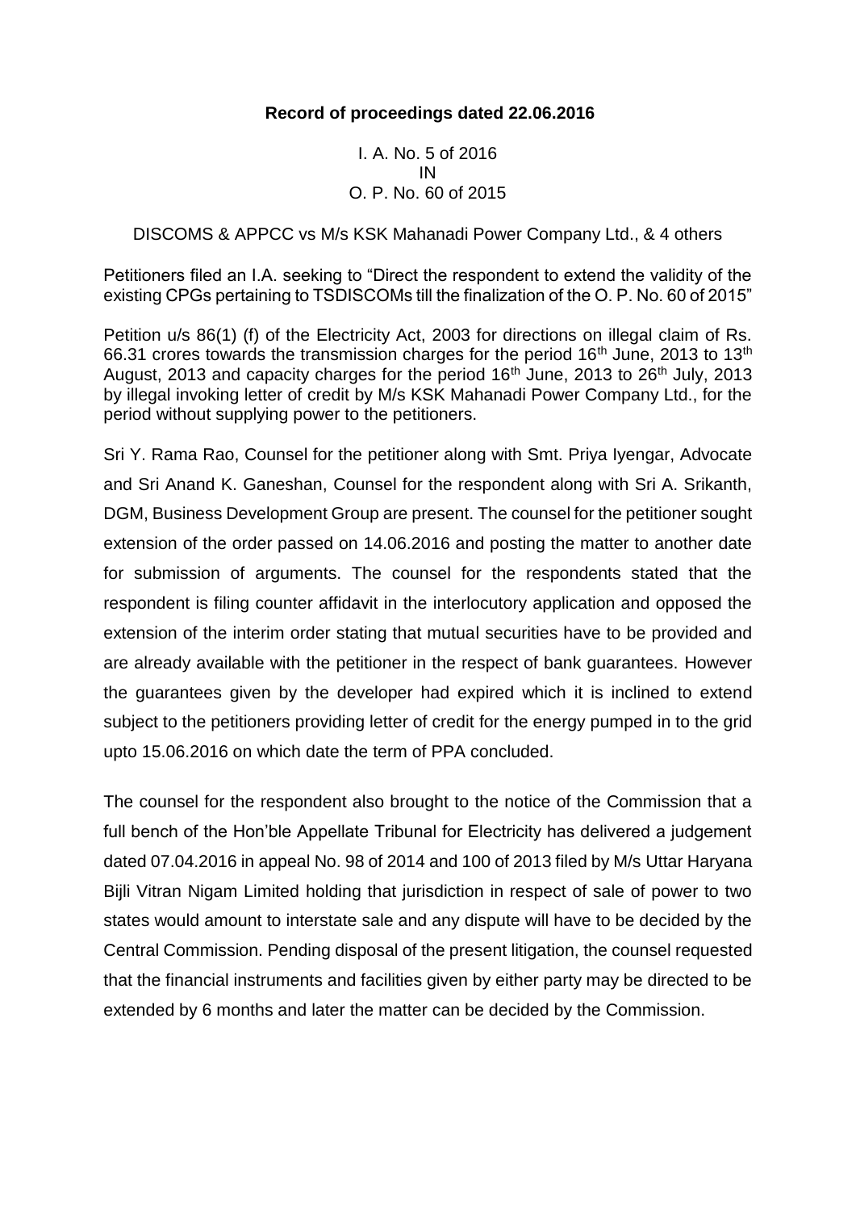**Record of proceedings dated 22.06.2016**

I. A. No. 5 of 2016
IN
O. P. No. 60 of 2015

DISCOMS & APPCC vs M/s KSK Mahanadi Power Company Ltd., & 4 others

Petitioners filed an I.A. seeking to "Direct the respondent to extend the validity of the existing CPGs pertaining to TSDISCOMs till the finalization of the O. P. No. 60 of 2015"

Petition u/s 86(1) (f) of the Electricity Act, 2003 for directions on illegal claim of Rs. 66.31 crores towards the transmission charges for the period 16th June, 2013 to 13th August, 2013 and capacity charges for the period 16th June, 2013 to 26th July, 2013 by illegal invoking letter of credit by M/s KSK Mahanadi Power Company Ltd., for the period without supplying power to the petitioners.

Sri Y. Rama Rao, Counsel for the petitioner along with Smt. Priya Iyengar, Advocate and Sri Anand K. Ganeshan, Counsel for the respondent along with Sri A. Srikanth, DGM, Business Development Group are present. The counsel for the petitioner sought extension of the order passed on 14.06.2016 and posting the matter to another date for submission of arguments. The counsel for the respondents stated that the respondent is filing counter affidavit in the interlocutory application and opposed the extension of the interim order stating that mutual securities have to be provided and are already available with the petitioner in the respect of bank guarantees. However the guarantees given by the developer had expired which it is inclined to extend subject to the petitioners providing letter of credit for the energy pumped in to the grid upto 15.06.2016 on which date the term of PPA concluded.

The counsel for the respondent also brought to the notice of the Commission that a full bench of the Hon'ble Appellate Tribunal for Electricity has delivered a judgement dated 07.04.2016 in appeal No. 98 of 2014 and 100 of 2013 filed by M/s Uttar Haryana Bijli Vitran Nigam Limited holding that jurisdiction in respect of sale of power to two states would amount to interstate sale and any dispute will have to be decided by the Central Commission. Pending disposal of the present litigation, the counsel requested that the financial instruments and facilities given by either party may be directed to be extended by 6 months and later the matter can be decided by the Commission.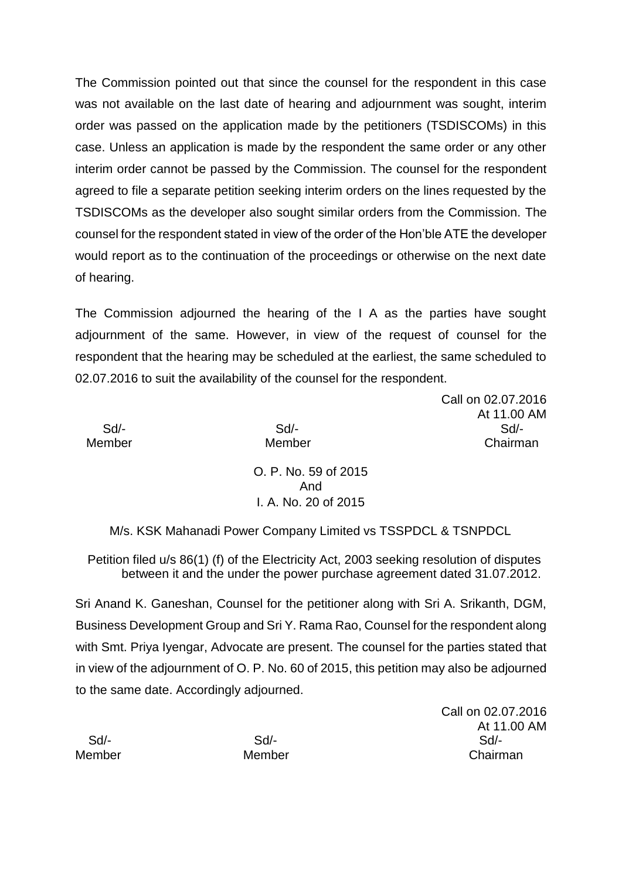The Commission pointed out that since the counsel for the respondent in this case was not available on the last date of hearing and adjournment was sought, interim order was passed on the application made by the petitioners (TSDISCOMs) in this case. Unless an application is made by the respondent the same order or any other interim order cannot be passed by the Commission. The counsel for the respondent agreed to file a separate petition seeking interim orders on the lines requested by the TSDISCOMs as the developer also sought similar orders from the Commission. The counsel for the respondent stated in view of the order of the Hon'ble ATE the developer would report as to the continuation of the proceedings or otherwise on the next date of hearing.

The Commission adjourned the hearing of the I A as the parties have sought adjournment of the same. However, in view of the request of counsel for the respondent that the hearing may be scheduled at the earliest, the same scheduled to 02.07.2016 to suit the availability of the counsel for the respondent.

Call on 02.07.2016
At 11.00 AM

| Sd/- | Sd/- | Sd/- |
|---|---|---|
| Member | Member | Chairman |

O. P. No. 59 of 2015
And
I. A. No. 20 of 2015

M/s. KSK Mahanadi Power Company Limited vs TSSPDCL & TSNPDCL

Petition filed u/s 86(1) (f) of the Electricity Act, 2003 seeking resolution of disputes between it and the under the power purchase agreement dated 31.07.2012.

Sri Anand K. Ganeshan, Counsel for the petitioner along with Sri A. Srikanth, DGM, Business Development Group and Sri Y. Rama Rao, Counsel for the respondent along with Smt. Priya Iyengar, Advocate are present. The counsel for the parties stated that in view of the adjournment of O. P. No. 60 of 2015, this petition may also be adjourned to the same date. Accordingly adjourned.

Call on 02.07.2016
At 11.00 AM

| Sd/- | Sd/- | Sd/- |
|---|---|---|
| Member | Member | Chairman |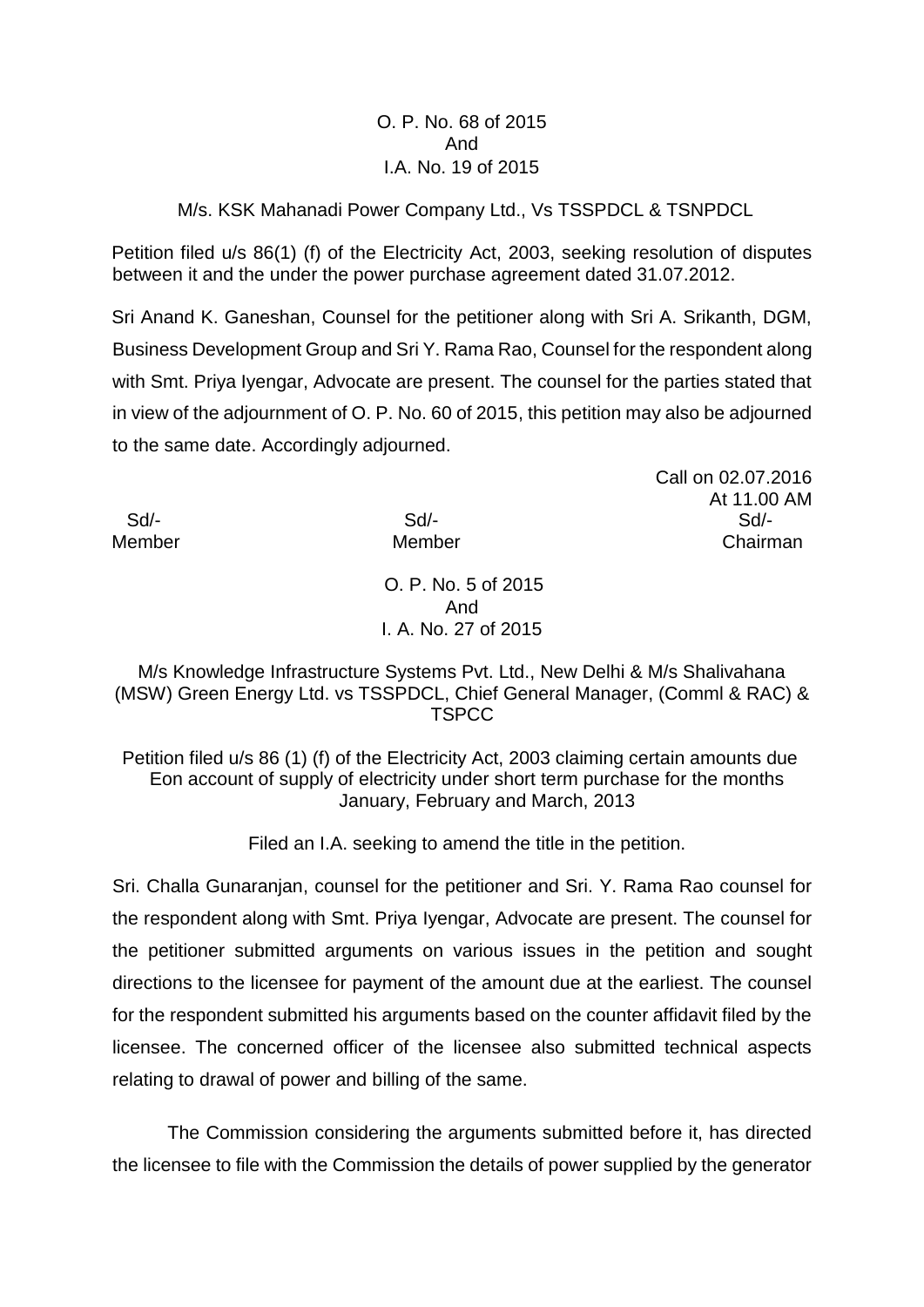O. P. No. 68 of 2015
And
I.A. No. 19 of 2015

M/s. KSK Mahanadi Power Company Ltd., Vs TSSPDCL & TSNPDCL

Petition filed u/s 86(1) (f) of the Electricity Act, 2003, seeking resolution of disputes between it and the under the power purchase agreement dated 31.07.2012.

Sri Anand K. Ganeshan, Counsel for the petitioner along with Sri A. Srikanth, DGM, Business Development Group and Sri Y. Rama Rao, Counsel for the respondent along with Smt. Priya Iyengar, Advocate are present. The counsel for the parties stated that in view of the adjournment of O. P. No. 60 of 2015, this petition may also be adjourned to the same date. Accordingly adjourned.

Call on 02.07.2016
At 11.00 AM

| Sd/- | Sd/- | Sd/- |
|---|---|---|
| Member | Member | Chairman |

O. P. No. 5 of 2015
And
I. A. No. 27 of 2015

M/s Knowledge Infrastructure Systems Pvt. Ltd., New Delhi & M/s Shalivahana (MSW) Green Energy Ltd. vs TSSPDCL, Chief General Manager, (Comml & RAC) & TSPCC

Petition filed u/s 86 (1) (f) of the Electricity Act, 2003 claiming certain amounts due Eon account of supply of electricity under short term purchase for the months January, February and March, 2013

Filed an I.A. seeking to amend the title in the petition.

Sri. Challa Gunaranjan, counsel for the petitioner and Sri. Y. Rama Rao counsel for the respondent along with Smt. Priya Iyengar, Advocate are present. The counsel for the petitioner submitted arguments on various issues in the petition and sought directions to the licensee for payment of the amount due at the earliest. The counsel for the respondent submitted his arguments based on the counter affidavit filed by the licensee. The concerned officer of the licensee also submitted technical aspects relating to drawal of power and billing of the same.

The Commission considering the arguments submitted before it, has directed the licensee to file with the Commission the details of power supplied by the generator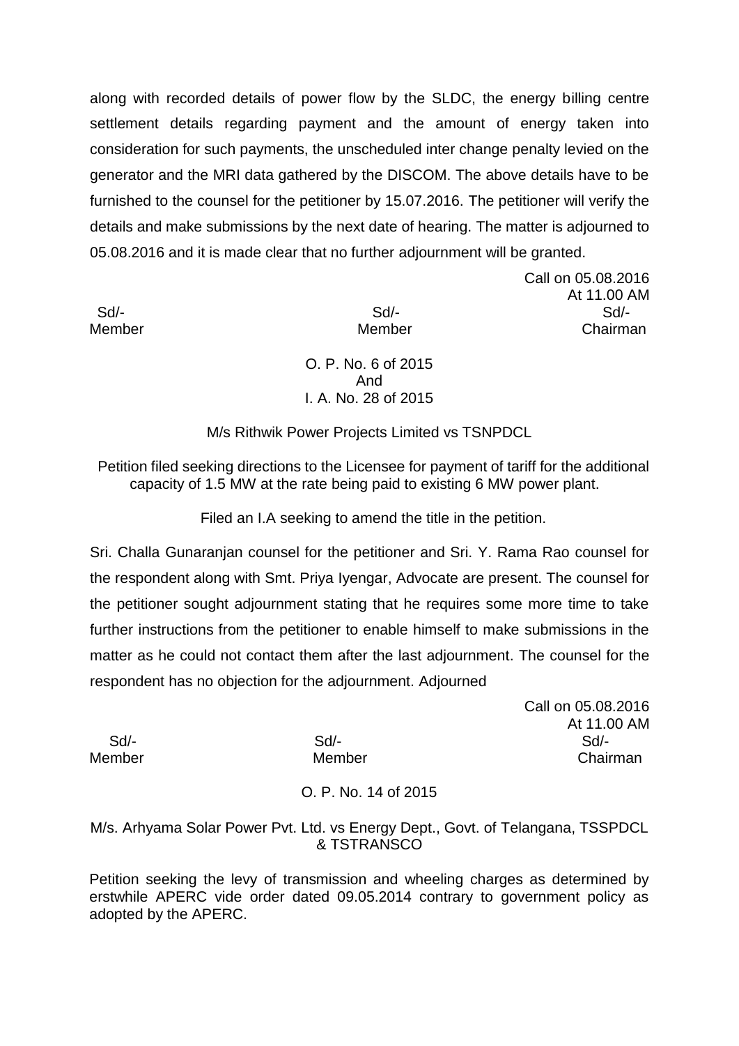along with recorded details of power flow by the SLDC, the energy billing centre settlement details regarding payment and the amount of energy taken into consideration for such payments, the unscheduled inter change penalty levied on the generator and the MRI data gathered by the DISCOM. The above details have to be furnished to the counsel for the petitioner by 15.07.2016. The petitioner will verify the details and make submissions by the next date of hearing. The matter is adjourned to 05.08.2016 and it is made clear that no further adjournment will be granted.

Call on 05.08.2016
At 11.00 AM

| Sd/- | Sd/- | Sd/- |
|---|---|---|
| Member | Member | Chairman |

O. P. No. 6 of 2015
And
I. A. No. 28 of 2015

M/s Rithwik Power Projects Limited vs TSNPDCL

Petition filed seeking directions to the Licensee for payment of tariff for the additional capacity of 1.5 MW at the rate being paid to existing 6 MW power plant.

Filed an I.A seeking to amend the title in the petition.

Sri. Challa Gunaranjan counsel for the petitioner and Sri. Y. Rama Rao counsel for the respondent along with Smt. Priya Iyengar, Advocate are present. The counsel for the petitioner sought adjournment stating that he requires some more time to take further instructions from the petitioner to enable himself to make submissions in the matter as he could not contact them after the last adjournment. The counsel for the respondent has no objection for the adjournment. Adjourned

Call on 05.08.2016
At 11.00 AM

| Sd/- | Sd/- | Sd/- |
|---|---|---|
| Member | Member | Chairman |

O. P. No. 14 of 2015

M/s. Arhyama Solar Power Pvt. Ltd. vs Energy Dept., Govt. of Telangana, TSSPDCL & TSTRANSCO

Petition seeking the levy of transmission and wheeling charges as determined by erstwhile APERC vide order dated 09.05.2014 contrary to government policy as adopted by the APERC.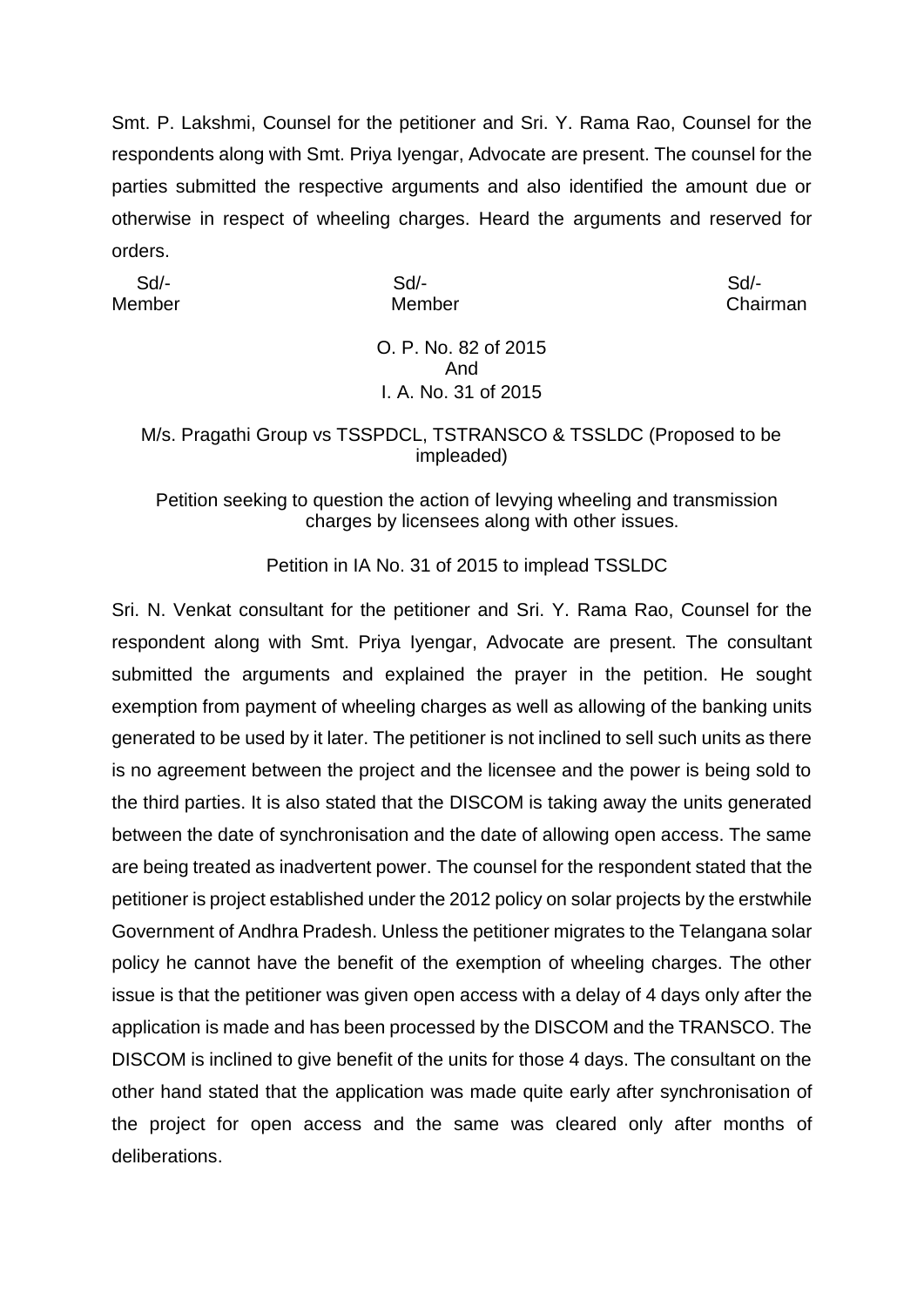Smt. P. Lakshmi, Counsel for the petitioner and Sri. Y. Rama Rao, Counsel for the respondents along with Smt. Priya Iyengar, Advocate are present. The counsel for the parties submitted the respective arguments and also identified the amount due or otherwise in respect of wheeling charges. Heard the arguments and reserved for orders.

| Sd/- | Sd/- | Sd/- |
|---|---|---|
| Member | Member | Chairman |

O. P. No. 82 of 2015
And
I. A. No. 31 of 2015

M/s. Pragathi Group vs TSSPDCL, TSTRANSCO & TSSLDC (Proposed to be impleaded)

Petition seeking to question the action of levying wheeling and transmission charges by licensees along with other issues.

Petition in IA No. 31 of 2015 to implead TSSLDC

Sri. N. Venkat consultant for the petitioner and Sri. Y. Rama Rao, Counsel for the respondent along with Smt. Priya Iyengar, Advocate are present. The consultant submitted the arguments and explained the prayer in the petition. He sought exemption from payment of wheeling charges as well as allowing of the banking units generated to be used by it later. The petitioner is not inclined to sell such units as there is no agreement between the project and the licensee and the power is being sold to the third parties. It is also stated that the DISCOM is taking away the units generated between the date of synchronisation and the date of allowing open access. The same are being treated as inadvertent power. The counsel for the respondent stated that the petitioner is project established under the 2012 policy on solar projects by the erstwhile Government of Andhra Pradesh. Unless the petitioner migrates to the Telangana solar policy he cannot have the benefit of the exemption of wheeling charges. The other issue is that the petitioner was given open access with a delay of 4 days only after the application is made and has been processed by the DISCOM and the TRANSCO. The DISCOM is inclined to give benefit of the units for those 4 days. The consultant on the other hand stated that the application was made quite early after synchronisation of the project for open access and the same was cleared only after months of deliberations.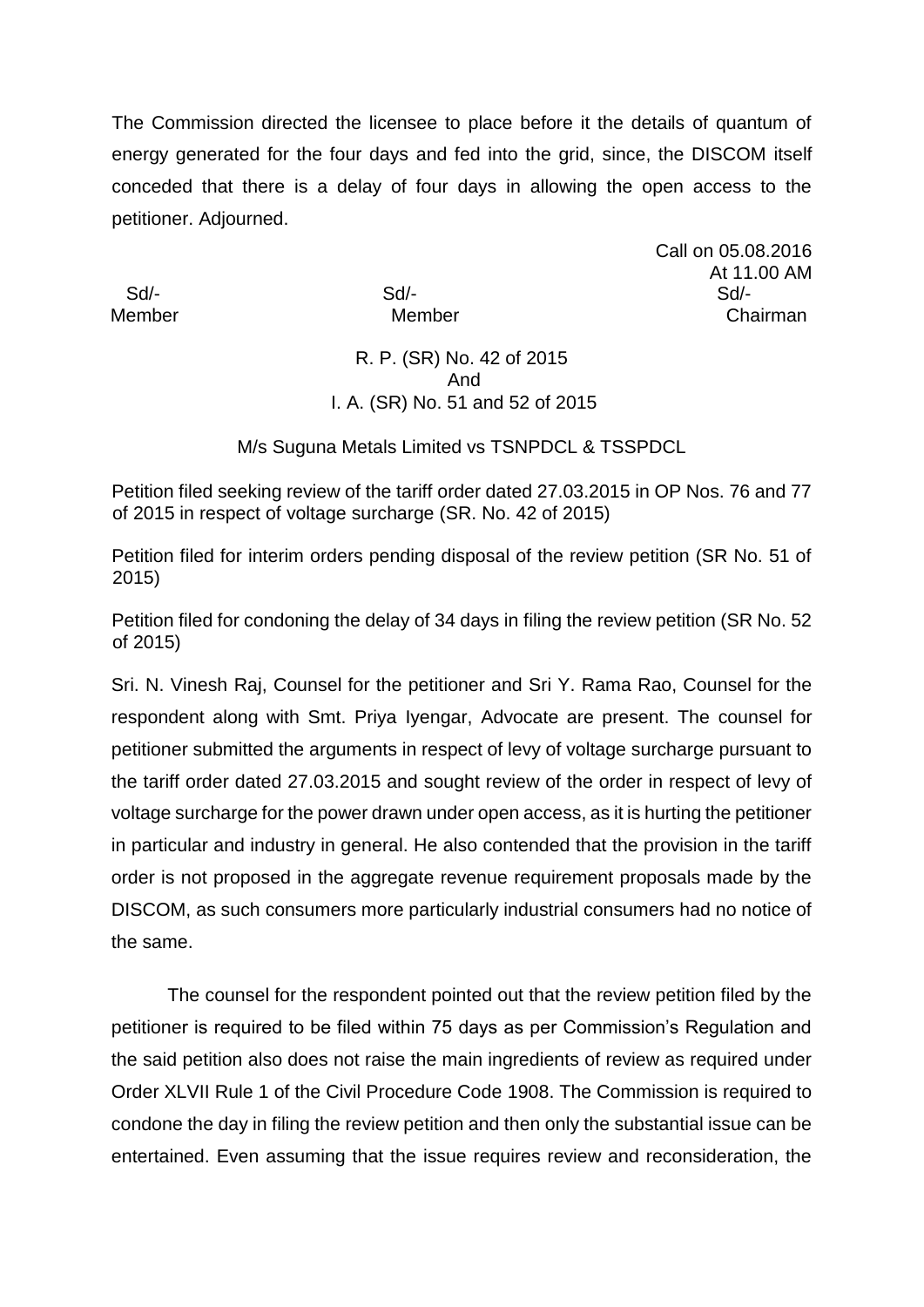The Commission directed the licensee to place before it the details of quantum of energy generated for the four days and fed into the grid, since, the DISCOM itself conceded that there is a delay of four days in allowing the open access to the petitioner. Adjourned.

Call on 05.08.2016
At 11.00 AM

| Sd/- | Sd/- | Sd/- |
|---|---|---|
| Member | Member | Chairman |

R. P. (SR) No. 42 of 2015
And
I. A. (SR) No. 51 and 52 of 2015

M/s Suguna Metals Limited vs TSNPDCL & TSSPDCL

Petition filed seeking review of the tariff order dated 27.03.2015 in OP Nos. 76 and 77 of 2015 in respect of voltage surcharge (SR. No. 42 of 2015)

Petition filed for interim orders pending disposal of the review petition (SR No. 51 of 2015)

Petition filed for condoning the delay of 34 days in filing the review petition (SR No. 52 of 2015)

Sri. N. Vinesh Raj, Counsel for the petitioner and Sri Y. Rama Rao, Counsel for the respondent along with Smt. Priya Iyengar, Advocate are present. The counsel for petitioner submitted the arguments in respect of levy of voltage surcharge pursuant to the tariff order dated 27.03.2015 and sought review of the order in respect of levy of voltage surcharge for the power drawn under open access, as it is hurting the petitioner in particular and industry in general. He also contended that the provision in the tariff order is not proposed in the aggregate revenue requirement proposals made by the DISCOM, as such consumers more particularly industrial consumers had no notice of the same.

The counsel for the respondent pointed out that the review petition filed by the petitioner is required to be filed within 75 days as per Commission's Regulation and the said petition also does not raise the main ingredients of review as required under Order XLVII Rule 1 of the Civil Procedure Code 1908. The Commission is required to condone the day in filing the review petition and then only the substantial issue can be entertained. Even assuming that the issue requires review and reconsideration, the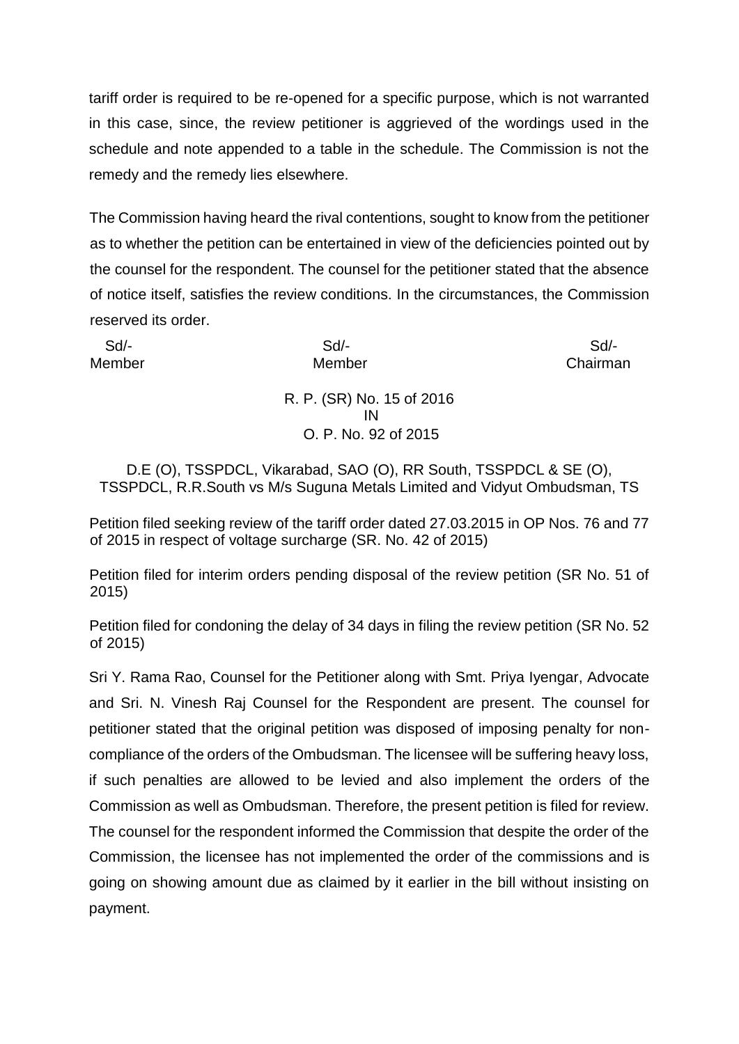tariff order is required to be re-opened for a specific purpose, which is not warranted in this case, since, the review petitioner is aggrieved of the wordings used in the schedule and note appended to a table in the schedule. The Commission is not the remedy and the remedy lies elsewhere.

The Commission having heard the rival contentions, sought to know from the petitioner as to whether the petition can be entertained in view of the deficiencies pointed out by the counsel for the respondent. The counsel for the petitioner stated that the absence of notice itself, satisfies the review conditions. In the circumstances, the Commission reserved its order.

| Sd/- | Sd/- | Sd/- |
|---|---|---|
| Member | Member | Chairman |

R. P. (SR) No. 15 of 2016
IN
O. P. No. 92 of 2015

D.E (O), TSSPDCL, Vikarabad, SAO (O), RR South, TSSPDCL & SE (O), TSSPDCL, R.R.South vs M/s Suguna Metals Limited and Vidyut Ombudsman, TS

Petition filed seeking review of the tariff order dated 27.03.2015 in OP Nos. 76 and 77 of 2015 in respect of voltage surcharge (SR. No. 42 of 2015)

Petition filed for interim orders pending disposal of the review petition (SR No. 51 of 2015)

Petition filed for condoning the delay of 34 days in filing the review petition (SR No. 52 of 2015)

Sri Y. Rama Rao, Counsel for the Petitioner along with Smt. Priya Iyengar, Advocate and Sri. N. Vinesh Raj Counsel for the Respondent are present. The counsel for petitioner stated that the original petition was disposed of imposing penalty for non-compliance of the orders of the Ombudsman. The licensee will be suffering heavy loss, if such penalties are allowed to be levied and also implement the orders of the Commission as well as Ombudsman. Therefore, the present petition is filed for review. The counsel for the respondent informed the Commission that despite the order of the Commission, the licensee has not implemented the order of the commissions and is going on showing amount due as claimed by it earlier in the bill without insisting on payment.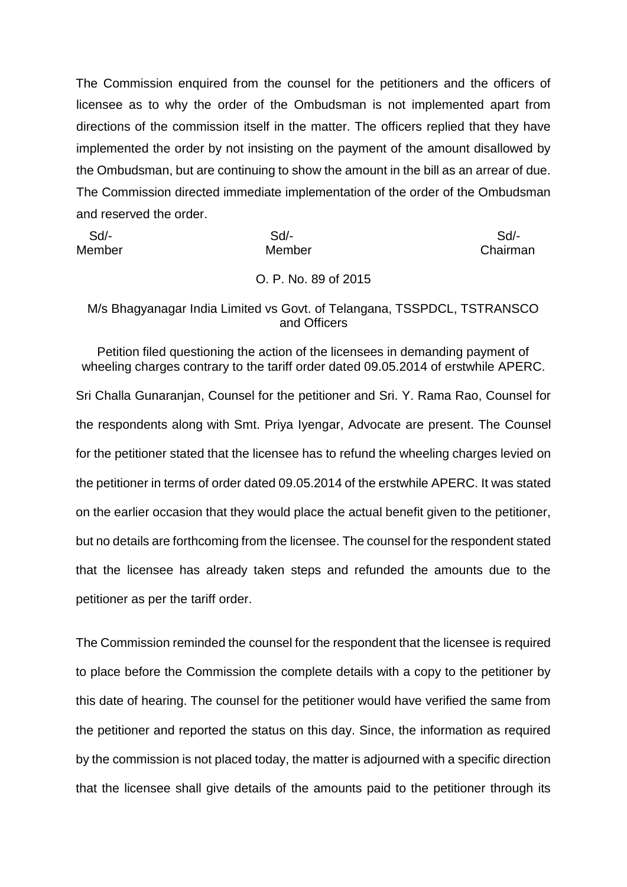The Commission enquired from the counsel for the petitioners and the officers of licensee as to why the order of the Ombudsman is not implemented apart from directions of the commission itself in the matter. The officers replied that they have implemented the order by not insisting on the payment of the amount disallowed by the Ombudsman, but are continuing to show the amount in the bill as an arrear of due. The Commission directed immediate implementation of the order of the Ombudsman and reserved the order.

| Sd/- | Sd/- | Sd/- |
|---|---|---|
| Member | Member | Chairman |

O. P. No. 89 of 2015

M/s Bhagyanagar India Limited vs Govt. of Telangana, TSSPDCL, TSTRANSCO and Officers

Petition filed questioning the action of the licensees in demanding payment of wheeling charges contrary to the tariff order dated 09.05.2014 of erstwhile APERC.

Sri Challa Gunaranjan, Counsel for the petitioner and Sri. Y. Rama Rao, Counsel for the respondents along with Smt. Priya Iyengar, Advocate are present. The Counsel for the petitioner stated that the licensee has to refund the wheeling charges levied on the petitioner in terms of order dated 09.05.2014 of the erstwhile APERC. It was stated on the earlier occasion that they would place the actual benefit given to the petitioner, but no details are forthcoming from the licensee. The counsel for the respondent stated that the licensee has already taken steps and refunded the amounts due to the petitioner as per the tariff order.

The Commission reminded the counsel for the respondent that the licensee is required to place before the Commission the complete details with a copy to the petitioner by this date of hearing. The counsel for the petitioner would have verified the same from the petitioner and reported the status on this day. Since, the information as required by the commission is not placed today, the matter is adjourned with a specific direction that the licensee shall give details of the amounts paid to the petitioner through its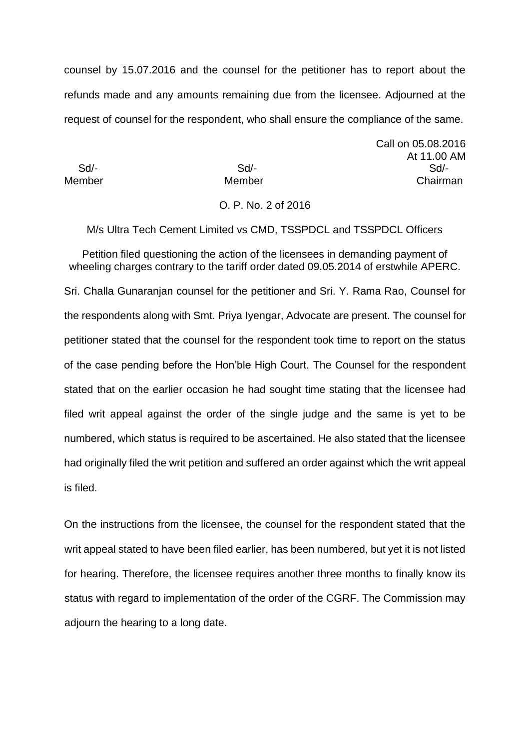counsel by 15.07.2016 and the counsel for the petitioner has to report about the refunds made and any amounts remaining due from the licensee. Adjourned at the request of counsel for the respondent, who shall ensure the compliance of the same.

Call on 05.08.2016
At 11.00 AM

| Sd/- | Sd/- | Sd/- |
|---|---|---|
| Member | Member | Chairman |

O. P. No. 2 of 2016

M/s Ultra Tech Cement Limited vs CMD, TSSPDCL and TSSPDCL Officers

Petition filed questioning the action of the licensees in demanding payment of wheeling charges contrary to the tariff order dated 09.05.2014 of erstwhile APERC.

Sri. Challa Gunaranjan counsel for the petitioner and Sri. Y. Rama Rao, Counsel for the respondents along with Smt. Priya Iyengar, Advocate are present. The counsel for petitioner stated that the counsel for the respondent took time to report on the status of the case pending before the Hon'ble High Court. The Counsel for the respondent stated that on the earlier occasion he had sought time stating that the licensee had filed writ appeal against the order of the single judge and the same is yet to be numbered, which status is required to be ascertained. He also stated that the licensee had originally filed the writ petition and suffered an order against which the writ appeal is filed.

On the instructions from the licensee, the counsel for the respondent stated that the writ appeal stated to have been filed earlier, has been numbered, but yet it is not listed for hearing. Therefore, the licensee requires another three months to finally know its status with regard to implementation of the order of the CGRF. The Commission may adjourn the hearing to a long date.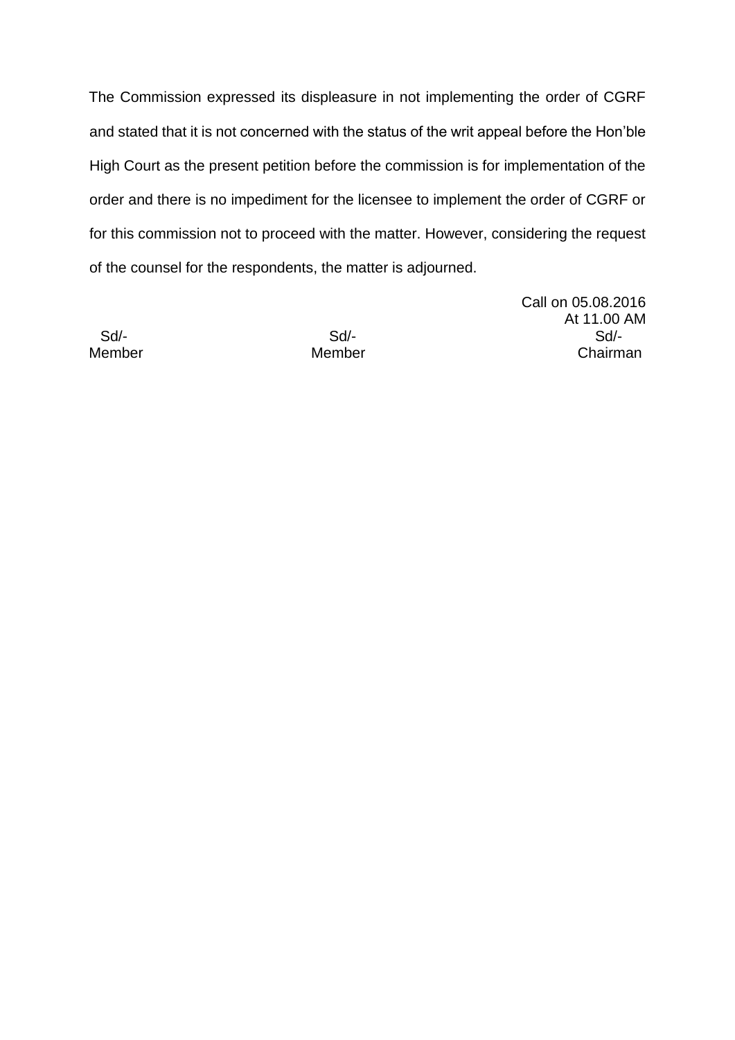The Commission expressed its displeasure in not implementing the order of CGRF and stated that it is not concerned with the status of the writ appeal before the Hon'ble High Court as the present petition before the commission is for implementation of the order and there is no impediment for the licensee to implement the order of CGRF or for this commission not to proceed with the matter. However, considering the request of the counsel for the respondents, the matter is adjourned.

Call on 05.08.2016
At 11.00 AM

| | | |
|---|---|---|
| Sd/- | Sd/- | Sd/- |
| Member | Member | Chairman |